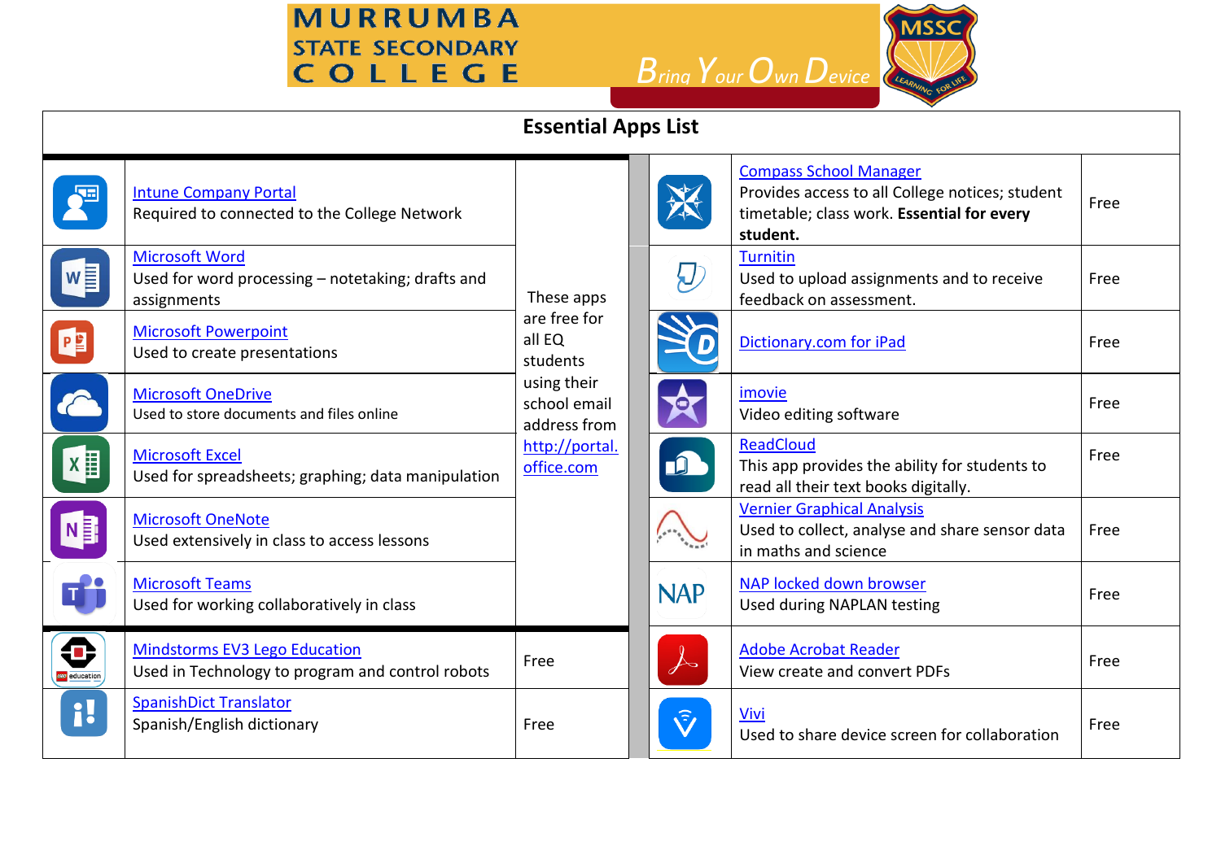# MURRUMBA STATE SECONDARY COLLEGE

*Bring Your Own Device*

MSSC — LEARNING FOR LIFE

## Essential Apps List

| App | Description | Cost |
|---|---|---|
| Intune Company Portal | Required to connected to the College Network | These apps are free for all EQ students using their school email address from http://portal.office.com |
| Microsoft Word | Used for word processing – notetaking; drafts and assignments | |
| Microsoft Powerpoint | Used to create presentations | |
| Microsoft OneDrive | Used to store documents and files online | |
| Microsoft Excel | Used for spreadsheets; graphing; data manipulation | |
| Microsoft OneNote | Used extensively in class to access lessons | |
| Microsoft Teams | Used for working collaboratively in class | |
| Mindstorms EV3 Lego Education | Used in Technology to program and control robots | Free |
| SpanishDict Translator | Spanish/English dictionary | Free |
| Compass School Manager | Provides access to all College notices; student timetable; class work. **Essential for every student.** | Free |
| Turnitin | Used to upload assignments and to receive feedback on assessment. | Free |
| Dictionary.com for iPad | | Free |
| imovie | Video editing software | Free |
| ReadCloud | This app provides the ability for students to read all their text books digitally. | Free |
| Vernier Graphical Analysis | Used to collect, analyse and share sensor data in maths and science | Free |
| NAP locked down browser | Used during NAPLAN testing | Free |
| Adobe Acrobat Reader | View create and convert PDFs | Free |
| Vivi | Used to share device screen for collaboration | Free |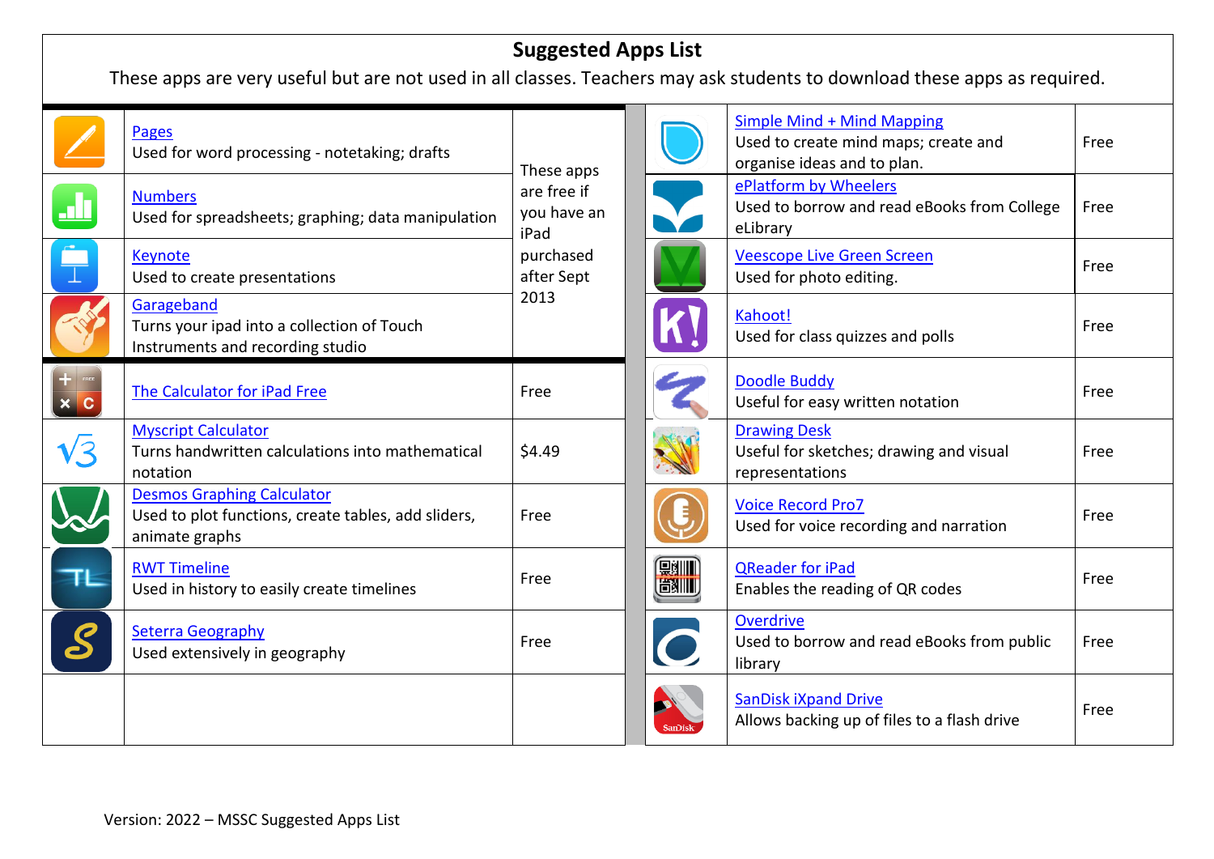# Suggested Apps List

These apps are very useful but are not used in all classes. Teachers may ask students to download these apps as required.

| | | |
|---|---|---|
| Pages<br>Used for word processing - notetaking; drafts | These apps are free if you have an iPad purchased after Sept 2013 | |
| Numbers<br>Used for spreadsheets; graphing; data manipulation | | |
| Keynote<br>Used to create presentations | | |
| Garageband<br>Turns your ipad into a collection of Touch Instruments and recording studio | | |
| The Calculator for iPad Free | Free | |
| Myscript Calculator<br>Turns handwritten calculations into mathematical notation | $4.49 | |
| Desmos Graphing Calculator<br>Used to plot functions, create tables, add sliders, animate graphs | Free | |
| RWT Timeline<br>Used in history to easily create timelines | Free | |
| Seterra Geography<br>Used extensively in geography | Free | |

| | |
|---|---|
| Simple Mind + Mind Mapping<br>Used to create mind maps; create and organise ideas and to plan. | Free |
| ePlatform by Wheelers<br>Used to borrow and read eBooks from College eLibrary | Free |
| Veescope Live Green Screen<br>Used for photo editing. | Free |
| Kahoot!<br>Used for class quizzes and polls | Free |
| Doodle Buddy<br>Useful for easy written notation | Free |
| Drawing Desk<br>Useful for sketches; drawing and visual representations | Free |
| Voice Record Pro7<br>Used for voice recording and narration | Free |
| QReader for iPad<br>Enables the reading of QR codes | Free |
| Overdrive<br>Used to borrow and read eBooks from public library | Free |
| SanDisk iXpand Drive<br>Allows backing up of files to a flash drive | Free |

Version: 2022 – MSSC Suggested Apps List